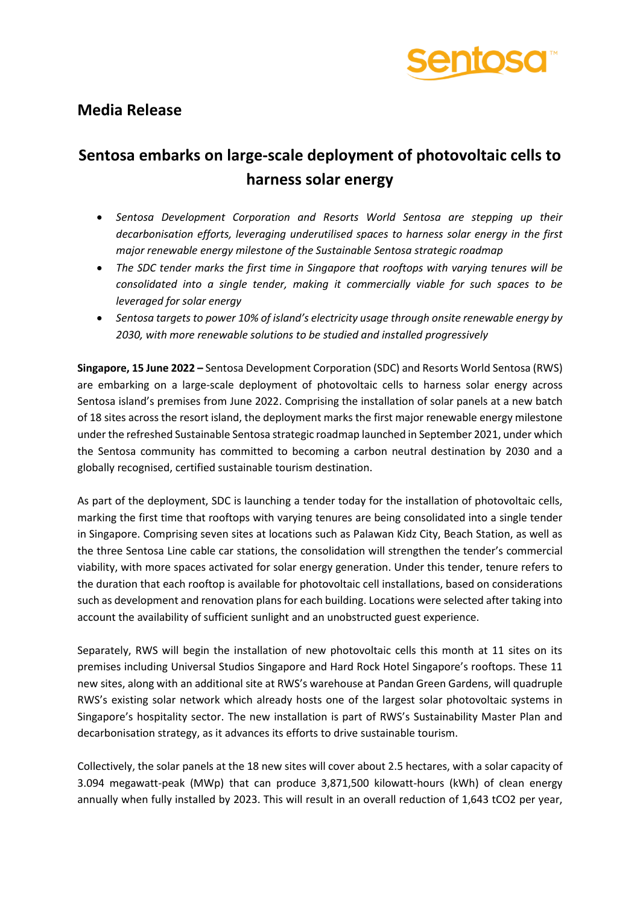## Media Release

# Sentosa embarks on large-scale deployment of photovoltaic cells to harness solar energy

- *Sentosa Development Corporation and Resorts World Sentosa are stepping up their decarbonisation efforts, leveraging underutilised spaces to harness solar energy in the first major renewable energy milestone of the Sustainable Sentosa strategic roadmap*
- *The SDC tender marks the first time in Singapore that rooftops with varying tenures will be consolidated into a single tender, making it commercially viable for such spaces to be leveraged for solar energy*
- *Sentosa targets to power 10% of island's electricity usage through onsite renewable energy by 2030, with more renewable solutions to be studied and installed progressively*

**Singapore, 15 June 2022 –** Sentosa Development Corporation (SDC) and Resorts World Sentosa (RWS) are embarking on a large-scale deployment of photovoltaic cells to harness solar energy across Sentosa island's premises from June 2022. Comprising the installation of solar panels at a new batch of 18 sites across the resort island, the deployment marks the first major renewable energy milestone under the refreshed Sustainable Sentosa strategic roadmap launched in September 2021, under which the Sentosa community has committed to becoming a carbon neutral destination by 2030 and a globally recognised, certified sustainable tourism destination.

As part of the deployment, SDC is launching a tender today for the installation of photovoltaic cells, marking the first time that rooftops with varying tenures are being consolidated into a single tender in Singapore. Comprising seven sites at locations such as Palawan Kidz City, Beach Station, as well as the three Sentosa Line cable car stations, the consolidation will strengthen the tender's commercial viability, with more spaces activated for solar energy generation. Under this tender, tenure refers to the duration that each rooftop is available for photovoltaic cell installations, based on considerations such as development and renovation plans for each building. Locations were selected after taking into account the availability of sufficient sunlight and an unobstructed guest experience.

Separately, RWS will begin the installation of new photovoltaic cells this month at 11 sites on its premises including Universal Studios Singapore and Hard Rock Hotel Singapore's rooftops. These 11 new sites, along with an additional site at RWS's warehouse at Pandan Green Gardens, will quadruple RWS's existing solar network which already hosts one of the largest solar photovoltaic systems in Singapore's hospitality sector. The new installation is part of RWS's Sustainability Master Plan and decarbonisation strategy, as it advances its efforts to drive sustainable tourism.

Collectively, the solar panels at the 18 new sites will cover about 2.5 hectares, with a solar capacity of 3.094 megawatt-peak (MWp) that can produce 3,871,500 kilowatt-hours (kWh) of clean energy annually when fully installed by 2023. This will result in an overall reduction of 1,643 $tCO_2$ per year,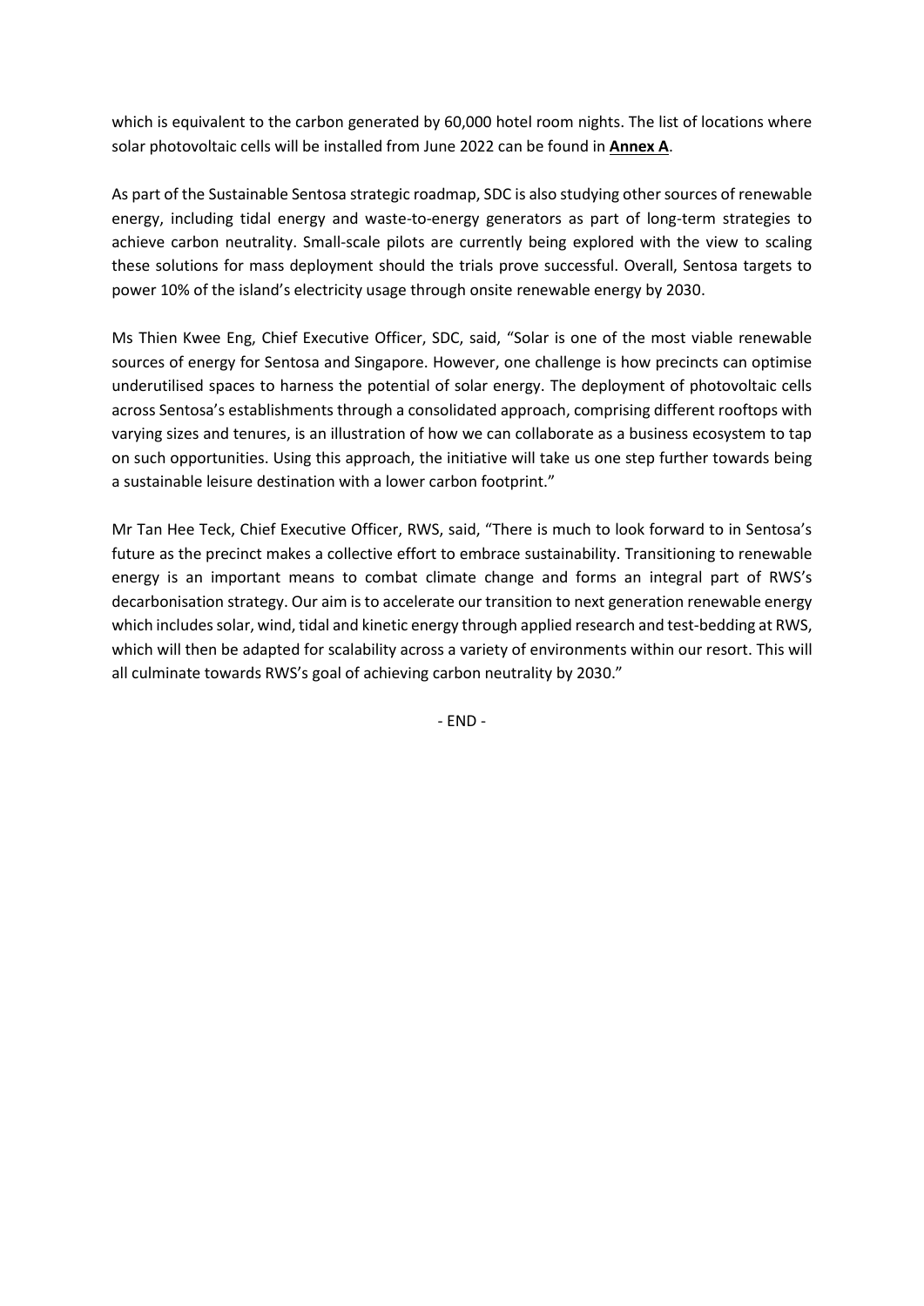which is equivalent to the carbon generated by 60,000 hotel room nights. The list of locations where solar photovoltaic cells will be installed from June 2022 can be found in **Annex A**.

As part of the Sustainable Sentosa strategic roadmap, SDC is also studying other sources of renewable energy, including tidal energy and waste-to-energy generators as part of long-term strategies to achieve carbon neutrality. Small-scale pilots are currently being explored with the view to scaling these solutions for mass deployment should the trials prove successful. Overall, Sentosa targets to power 10% of the island's electricity usage through onsite renewable energy by 2030.

Ms Thien Kwee Eng, Chief Executive Officer, SDC, said, "Solar is one of the most viable renewable sources of energy for Sentosa and Singapore. However, one challenge is how precincts can optimise underutilised spaces to harness the potential of solar energy. The deployment of photovoltaic cells across Sentosa's establishments through a consolidated approach, comprising different rooftops with varying sizes and tenures, is an illustration of how we can collaborate as a business ecosystem to tap on such opportunities. Using this approach, the initiative will take us one step further towards being a sustainable leisure destination with a lower carbon footprint."

Mr Tan Hee Teck, Chief Executive Officer, RWS, said, "There is much to look forward to in Sentosa's future as the precinct makes a collective effort to embrace sustainability. Transitioning to renewable energy is an important means to combat climate change and forms an integral part of RWS's decarbonisation strategy. Our aim is to accelerate our transition to next generation renewable energy which includes solar, wind, tidal and kinetic energy through applied research and test-bedding at RWS, which will then be adapted for scalability across a variety of environments within our resort. This will all culminate towards RWS's goal of achieving carbon neutrality by 2030."

- END -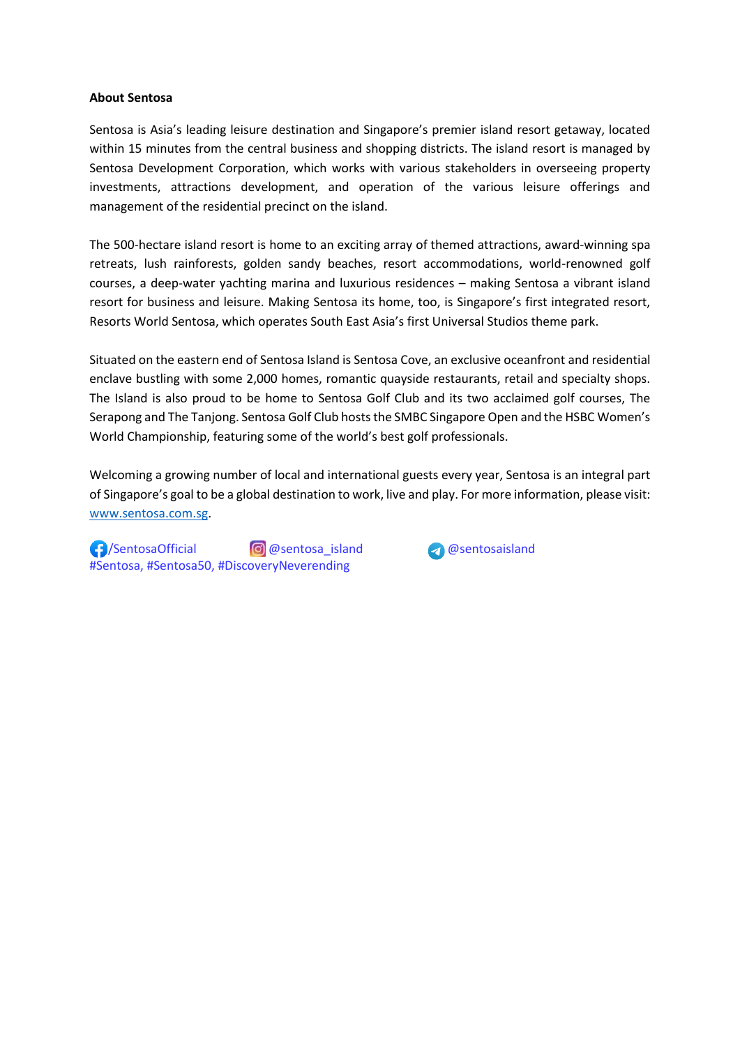**About Sentosa**

Sentosa is Asia's leading leisure destination and Singapore's premier island resort getaway, located within 15 minutes from the central business and shopping districts. The island resort is managed by Sentosa Development Corporation, which works with various stakeholders in overseeing property investments, attractions development, and operation of the various leisure offerings and management of the residential precinct on the island.

The 500-hectare island resort is home to an exciting array of themed attractions, award-winning spa retreats, lush rainforests, golden sandy beaches, resort accommodations, world-renowned golf courses, a deep-water yachting marina and luxurious residences – making Sentosa a vibrant island resort for business and leisure. Making Sentosa its home, too, is Singapore's first integrated resort, Resorts World Sentosa, which operates South East Asia's first Universal Studios theme park.

Situated on the eastern end of Sentosa Island is Sentosa Cove, an exclusive oceanfront and residential enclave bustling with some 2,000 homes, romantic quayside restaurants, retail and specialty shops. The Island is also proud to be home to Sentosa Golf Club and its two acclaimed golf courses, The Serapong and The Tanjong. Sentosa Golf Club hosts the SMBC Singapore Open and the HSBC Women's World Championship, featuring some of the world's best golf professionals.

Welcoming a growing number of local and international guests every year, Sentosa is an integral part of Singapore's goal to be a global destination to work, live and play. For more information, please visit: www.sentosa.com.sg.

/SentosaOfficial   @sentosa_island   @sentosaisland
#Sentosa, #Sentosa50, #DiscoveryNeverending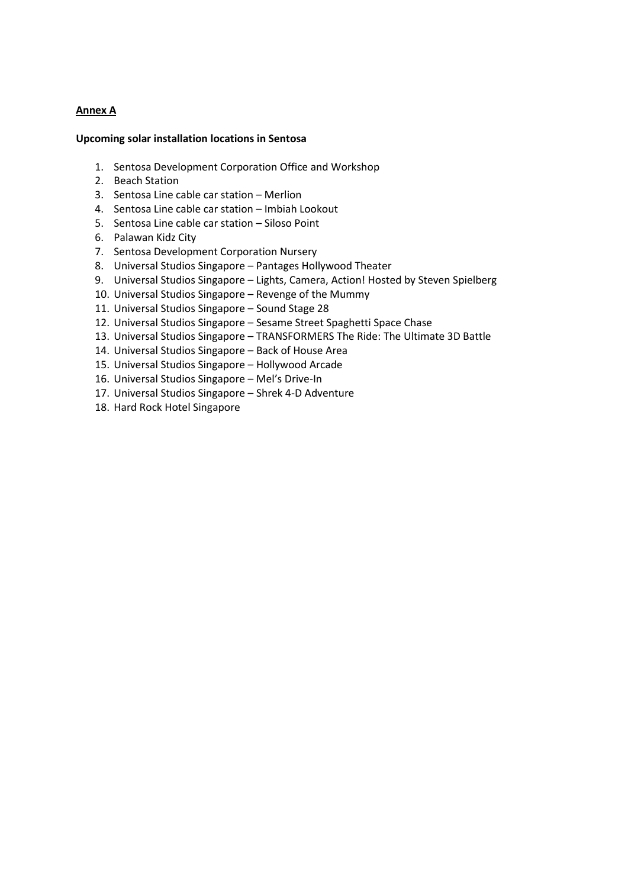**Annex A**

**Upcoming solar installation locations in Sentosa**

1. Sentosa Development Corporation Office and Workshop
2. Beach Station
3. Sentosa Line cable car station – Merlion
4. Sentosa Line cable car station – Imbiah Lookout
5. Sentosa Line cable car station – Siloso Point
6. Palawan Kidz City
7. Sentosa Development Corporation Nursery
8. Universal Studios Singapore – Pantages Hollywood Theater
9. Universal Studios Singapore – Lights, Camera, Action! Hosted by Steven Spielberg
10. Universal Studios Singapore – Revenge of the Mummy
11. Universal Studios Singapore – Sound Stage 28
12. Universal Studios Singapore – Sesame Street Spaghetti Space Chase
13. Universal Studios Singapore – TRANSFORMERS The Ride: The Ultimate 3D Battle
14. Universal Studios Singapore – Back of House Area
15. Universal Studios Singapore – Hollywood Arcade
16. Universal Studios Singapore – Mel's Drive-In
17. Universal Studios Singapore – Shrek 4-D Adventure
18. Hard Rock Hotel Singapore